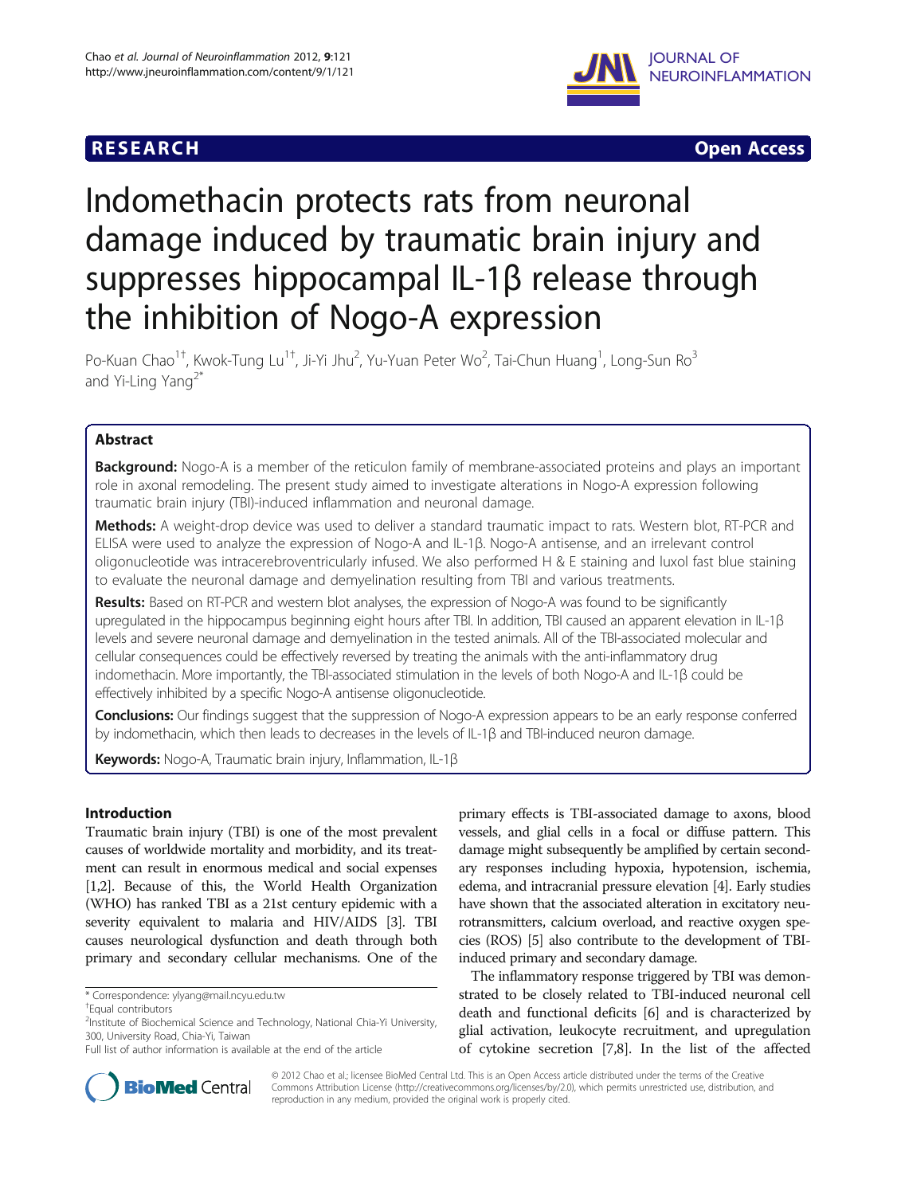**RESEARCH** **Open Access**

# Indomethacin protects rats from neuronal damage induced by traumatic brain injury and suppresses hippocampal IL-1β release through the inhibition of Nogo-A expression

Po-Kuan Chao[1†], Kwok-Tung Lu[1†], Ji-Yi Jhu[2], Yu-Yuan Peter Wo[2], Tai-Chun Huang[1], Long-Sun Ro[3] and Yi-Ling Yang[2*]

## Abstract

**Background:** Nogo-A is a member of the reticulon family of membrane-associated proteins and plays an important role in axonal remodeling. The present study aimed to investigate alterations in Nogo-A expression following traumatic brain injury (TBI)-induced inflammation and neuronal damage.

**Methods:** A weight-drop device was used to deliver a standard traumatic impact to rats. Western blot, RT-PCR and ELISA were used to analyze the expression of Nogo-A and IL-1β. Nogo-A antisense, and an irrelevant control oligonucleotide was intracerebroventricularly infused. We also performed H & E staining and luxol fast blue staining to evaluate the neuronal damage and demyelination resulting from TBI and various treatments.

**Results:** Based on RT-PCR and western blot analyses, the expression of Nogo-A was found to be significantly upregulated in the hippocampus beginning eight hours after TBI. In addition, TBI caused an apparent elevation in IL-1β levels and severe neuronal damage and demyelination in the tested animals. All of the TBI-associated molecular and cellular consequences could be effectively reversed by treating the animals with the anti-inflammatory drug indomethacin. More importantly, the TBI-associated stimulation in the levels of both Nogo-A and IL-1β could be effectively inhibited by a specific Nogo-A antisense oligonucleotide.

**Conclusions:** Our findings suggest that the suppression of Nogo-A expression appears to be an early response conferred by indomethacin, which then leads to decreases in the levels of IL-1β and TBI-induced neuron damage.

**Keywords:** Nogo-A, Traumatic brain injury, Inflammation, IL-1β

## Introduction

Traumatic brain injury (TBI) is one of the most prevalent causes of worldwide mortality and morbidity, and its treatment can result in enormous medical and social expenses [1,2]. Because of this, the World Health Organization (WHO) has ranked TBI as a 21st century epidemic with a severity equivalent to malaria and HIV/AIDS [3]. TBI causes neurological dysfunction and death through both primary and secondary cellular mechanisms. One of the primary effects is TBI-associated damage to axons, blood vessels, and glial cells in a focal or diffuse pattern. This damage might subsequently be amplified by certain secondary responses including hypoxia, hypotension, ischemia, edema, and intracranial pressure elevation [4]. Early studies have shown that the associated alteration in excitatory neurotransmitters, calcium overload, and reactive oxygen species (ROS) [5] also contribute to the development of TBI-induced primary and secondary damage.

The inflammatory response triggered by TBI was demonstrated to be closely related to TBI-induced neuronal cell death and functional deficits [6] and is characterized by glial activation, leukocyte recruitment, and upregulation of cytokine secretion [7,8]. In the list of the affected

\* Correspondence: ylyang@mail.ncyu.edu.tw

†Equal contributors

[2]Institute of Biochemical Science and Technology, National Chia-Yi University, 300, University Road, Chia-Yi, Taiwan

Full list of author information is available at the end of the article

© 2012 Chao et al.; licensee BioMed Central Ltd. This is an Open Access article distributed under the terms of the Creative Commons Attribution License (http://creativecommons.org/licenses/by/2.0), which permits unrestricted use, distribution, and reproduction in any medium, provided the original work is properly cited.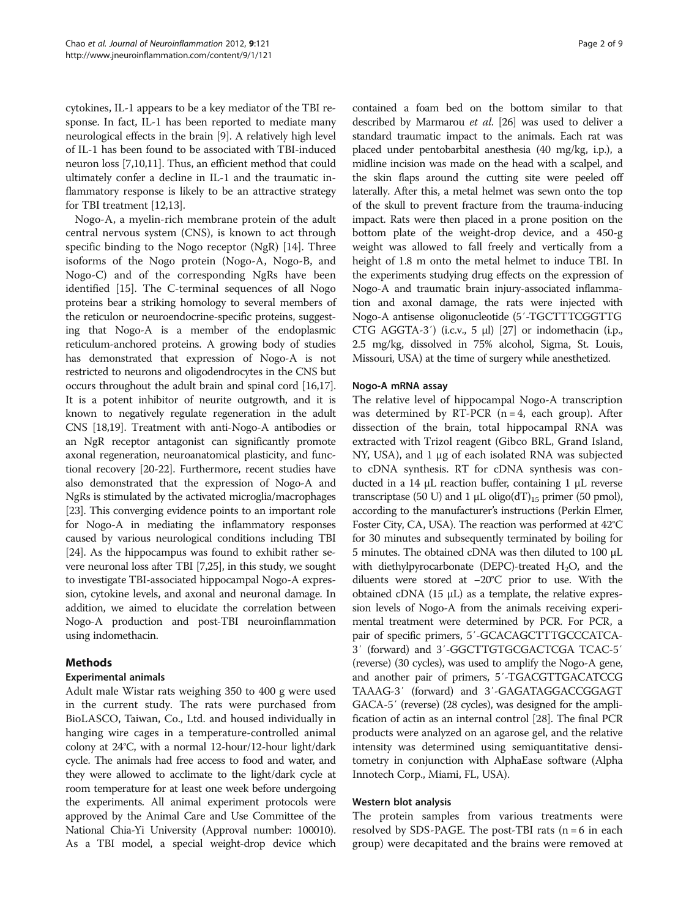cytokines, IL-1 appears to be a key mediator of the TBI response. In fact, IL-1 has been reported to mediate many neurological effects in the brain [9]. A relatively high level of IL-1 has been found to be associated with TBI-induced neuron loss [7,10,11]. Thus, an efficient method that could ultimately confer a decline in IL-1 and the traumatic inflammatory response is likely to be an attractive strategy for TBI treatment [12,13].

Nogo-A, a myelin-rich membrane protein of the adult central nervous system (CNS), is known to act through specific binding to the Nogo receptor (NgR) [14]. Three isoforms of the Nogo protein (Nogo-A, Nogo-B, and Nogo-C) and of the corresponding NgRs have been identified [15]. The C-terminal sequences of all Nogo proteins bear a striking homology to several members of the reticulon or neuroendocrine-specific proteins, suggesting that Nogo-A is a member of the endoplasmic reticulum-anchored proteins. A growing body of studies has demonstrated that expression of Nogo-A is not restricted to neurons and oligodendrocytes in the CNS but occurs throughout the adult brain and spinal cord [16,17]. It is a potent inhibitor of neurite outgrowth, and it is known to negatively regulate regeneration in the adult CNS [18,19]. Treatment with anti-Nogo-A antibodies or an NgR receptor antagonist can significantly promote axonal regeneration, neuroanatomical plasticity, and functional recovery [20-22]. Furthermore, recent studies have also demonstrated that the expression of Nogo-A and NgRs is stimulated by the activated microglia/macrophages [23]. This converging evidence points to an important role for Nogo-A in mediating the inflammatory responses caused by various neurological conditions including TBI [24]. As the hippocampus was found to exhibit rather severe neuronal loss after TBI [7,25], in this study, we sought to investigate TBI-associated hippocampal Nogo-A expression, cytokine levels, and axonal and neuronal damage. In addition, we aimed to elucidate the correlation between Nogo-A production and post-TBI neuroinflammation using indomethacin.

## Methods

### Experimental animals

Adult male Wistar rats weighing 350 to 400 g were used in the current study. The rats were purchased from BioLASCO, Taiwan, Co., Ltd. and housed individually in hanging wire cages in a temperature-controlled animal colony at 24°C, with a normal 12-hour/12-hour light/dark cycle. The animals had free access to food and water, and they were allowed to acclimate to the light/dark cycle at room temperature for at least one week before undergoing the experiments. All animal experiment protocols were approved by the Animal Care and Use Committee of the National Chia-Yi University (Approval number: 100010). As a TBI model, a special weight-drop device which contained a foam bed on the bottom similar to that described by Marmarou *et al.* [26] was used to deliver a standard traumatic impact to the animals. Each rat was placed under pentobarbital anesthesia (40 mg/kg, i.p.), a midline incision was made on the head with a scalpel, and the skin flaps around the cutting site were peeled off laterally. After this, a metal helmet was sewn onto the top of the skull to prevent fracture from the trauma-inducing impact. Rats were then placed in a prone position on the bottom plate of the weight-drop device, and a 450-g weight was allowed to fall freely and vertically from a height of 1.8 m onto the metal helmet to induce TBI. In the experiments studying drug effects on the expression of Nogo-A and traumatic brain injury-associated inflammation and axonal damage, the rats were injected with Nogo-A antisense oligonucleotide (5′-TGCTTTCGGTTG CTG AGGTA-3′) (i.c.v., 5 μl) [27] or indomethacin (i.p., 2.5 mg/kg, dissolved in 75% alcohol, Sigma, St. Louis, Missouri, USA) at the time of surgery while anesthetized.

### Nogo-A mRNA assay

The relative level of hippocampal Nogo-A transcription was determined by RT-PCR (n = 4, each group). After dissection of the brain, total hippocampal RNA was extracted with Trizol reagent (Gibco BRL, Grand Island, NY, USA), and 1 μg of each isolated RNA was subjected to cDNA synthesis. RT for cDNA synthesis was conducted in a 14 μL reaction buffer, containing 1 μL reverse transcriptase (50 U) and 1 μL oligo(dT)$_{15}$ primer (50 pmol), according to the manufacturer's instructions (Perkin Elmer, Foster City, CA, USA). The reaction was performed at 42°C for 30 minutes and subsequently terminated by boiling for 5 minutes. The obtained cDNA was then diluted to 100 μL with diethylpyrocarbonate (DEPC)-treated $H_2O$, and the diluents were stored at −20°C prior to use. With the obtained cDNA (15 μL) as a template, the relative expression levels of Nogo-A from the animals receiving experimental treatment were determined by PCR. For PCR, a pair of specific primers, 5′-GCACAGCTTTGCCCATCA-3′ (forward) and 3′-GGCTTGTGCGACTCGA TCAC-5′ (reverse) (30 cycles), was used to amplify the Nogo-A gene, and another pair of primers, 5′-TGACGTTGACATCCG TAAAG-3′ (forward) and 3′-GAGATAGGACCGGAGT GACA-5′ (reverse) (28 cycles), was designed for the amplification of actin as an internal control [28]. The final PCR products were analyzed on an agarose gel, and the relative intensity was determined using semiquantitative densitometry in conjunction with AlphaEase software (Alpha Innotech Corp., Miami, FL, USA).

### Western blot analysis

The protein samples from various treatments were resolved by SDS-PAGE. The post-TBI rats (n = 6 in each group) were decapitated and the brains were removed at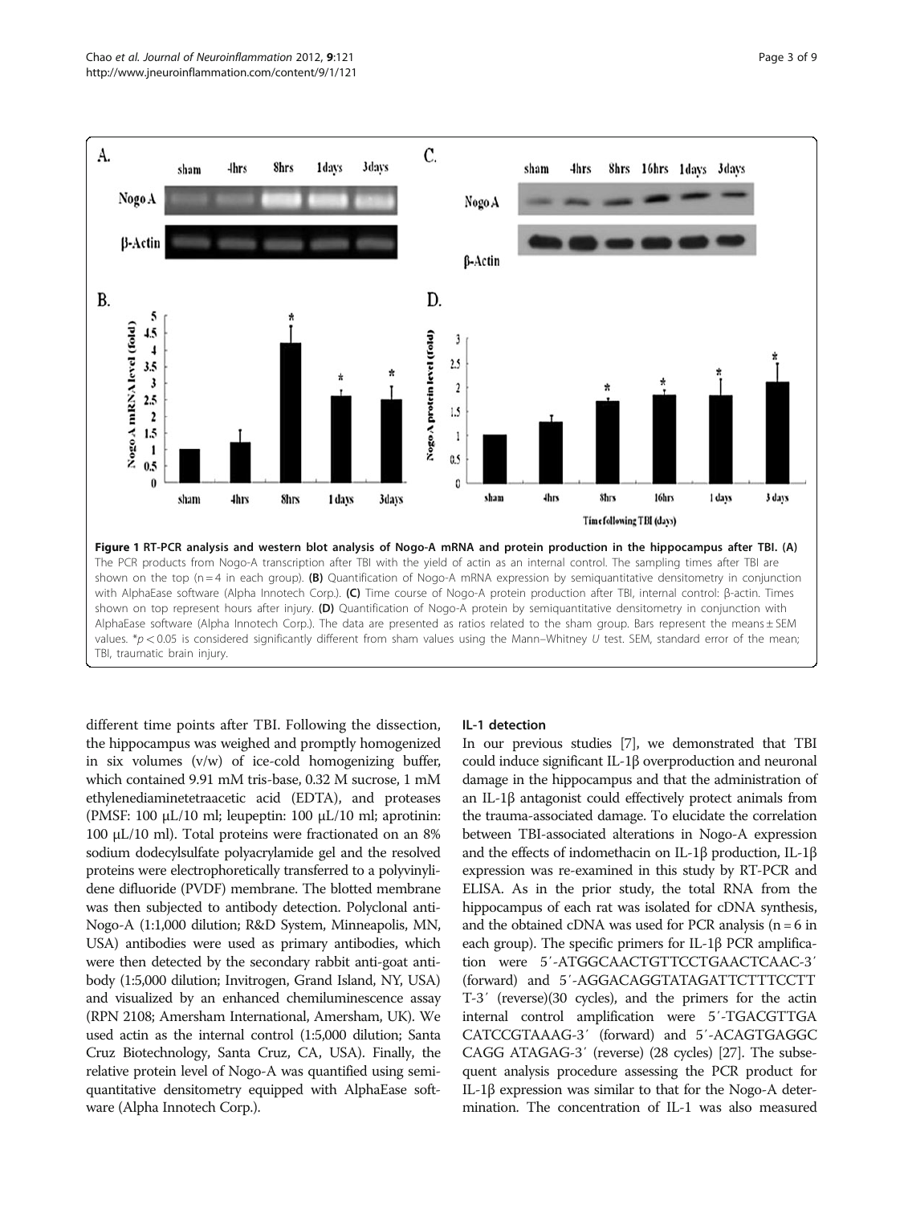**Figure 1 RT-PCR analysis and western blot analysis of Nogo-A mRNA and protein production in the hippocampus after TBI. (A)** The PCR products from Nogo-A transcription after TBI with the yield of actin as an internal control. The sampling times after TBI are shown on the top (n = 4 in each group). **(B)** Quantification of Nogo-A mRNA expression by semiquantitative densitometry in conjunction with AlphaEase software (Alpha Innotech Corp.). **(C)** Time course of Nogo-A protein production after TBI, internal control: β-actin. Times shown on top represent hours after injury. **(D)** Quantification of Nogo-A protein by semiquantitative densitometry in conjunction with AlphaEase software (Alpha Innotech Corp.). The data are presented as ratios related to the sham group. Bars represent the means ± SEM values. *$p < 0.05$ is considered significantly different from sham values using the Mann–Whitney *U* test. SEM, standard error of the mean; TBI, traumatic brain injury.

different time points after TBI. Following the dissection, the hippocampus was weighed and promptly homogenized in six volumes (v/w) of ice-cold homogenizing buffer, which contained 9.91 mM tris-base, 0.32 M sucrose, 1 mM ethylenediaminetetraacetic acid (EDTA), and proteases (PMSF: 100 μL/10 ml; leupeptin: 100 μL/10 ml; aprotinin: 100 μL/10 ml). Total proteins were fractionated on an 8% sodium dodecylsulfate polyacrylamide gel and the resolved proteins were electrophoretically transferred to a polyvinylidene difluoride (PVDF) membrane. The blotted membrane was then subjected to antibody detection. Polyclonal anti-Nogo-A (1:1,000 dilution; R&D System, Minneapolis, MN, USA) antibodies were used as primary antibodies, which were then detected by the secondary rabbit anti-goat antibody (1:5,000 dilution; Invitrogen, Grand Island, NY, USA) and visualized by an enhanced chemiluminescence assay (RPN 2108; Amersham International, Amersham, UK). We used actin as the internal control (1:5,000 dilution; Santa Cruz Biotechnology, Santa Cruz, CA, USA). Finally, the relative protein level of Nogo-A was quantified using semiquantitative densitometry equipped with AlphaEase software (Alpha Innotech Corp.).

### IL-1 detection

In our previous studies [7], we demonstrated that TBI could induce significant IL-1β overproduction and neuronal damage in the hippocampus and that the administration of an IL-1β antagonist could effectively protect animals from the trauma-associated damage. To elucidate the correlation between TBI-associated alterations in Nogo-A expression and the effects of indomethacin on IL-1β production, IL-1β expression was re-examined in this study by RT-PCR and ELISA. As in the prior study, the total RNA from the hippocampus of each rat was isolated for cDNA synthesis, and the obtained cDNA was used for PCR analysis (n = 6 in each group). The specific primers for IL-1β PCR amplification were 5′-ATGGCAACTGTTCCTGAACTCAAC-3′ (forward) and 5′-AGGACAGGTATAGATTCTTTCCTT T-3′ (reverse)(30 cycles), and the primers for the actin internal control amplification were 5′-TGACGTTGA CATCCGTAAAG-3′ (forward) and 5′-ACAGTGAGGC CAGG ATAGAG-3′ (reverse) (28 cycles) [27]. The subsequent analysis procedure assessing the PCR product for IL-1β expression was similar to that for the Nogo-A determination. The concentration of IL-1 was also measured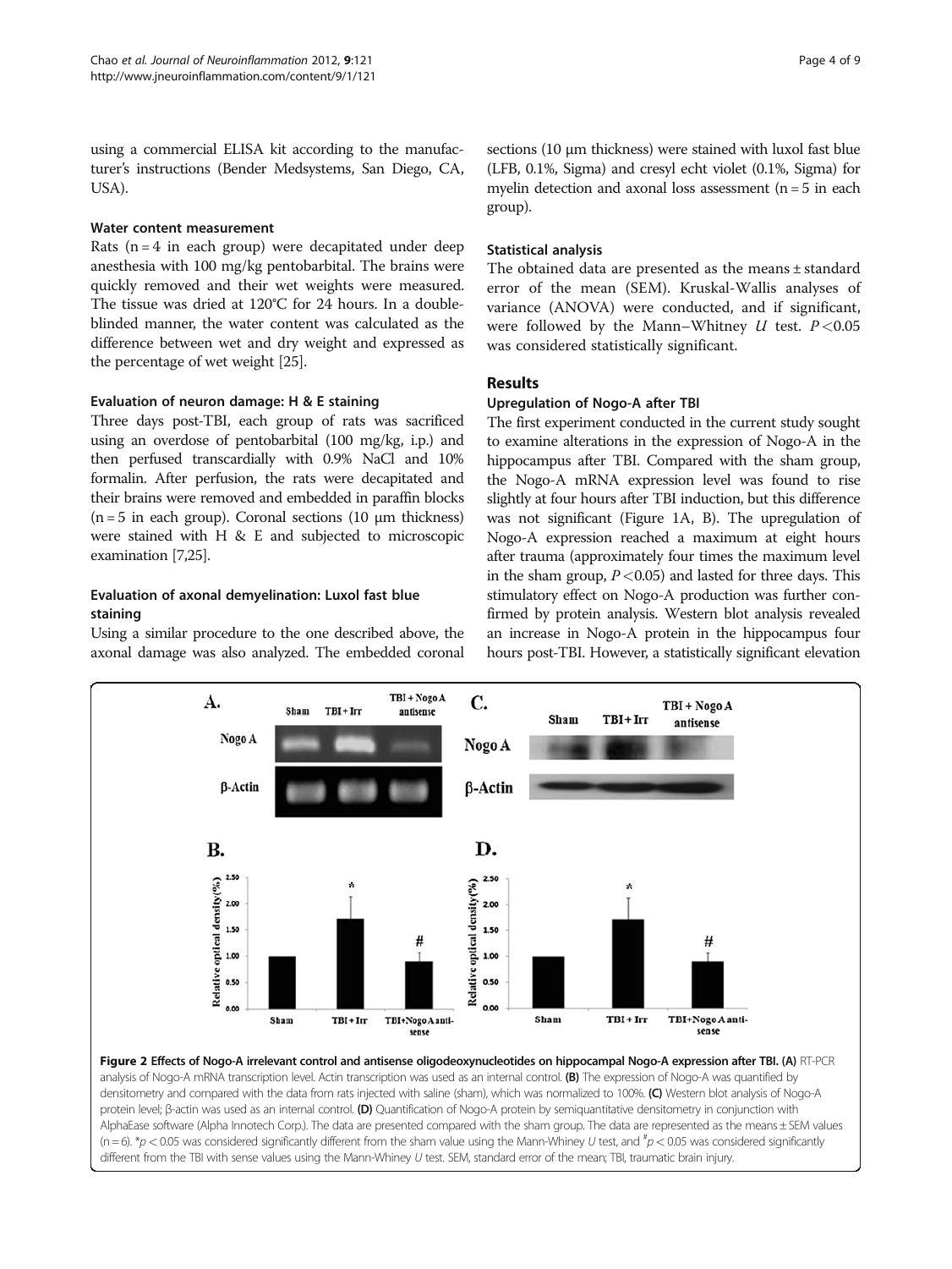using a commercial ELISA kit according to the manufacturer's instructions (Bender Medsystems, San Diego, CA, USA).

#### Water content measurement

Rats (n = 4 in each group) were decapitated under deep anesthesia with 100 mg/kg pentobarbital. The brains were quickly removed and their wet weights were measured. The tissue was dried at 120°C for 24 hours. In a double-blinded manner, the water content was calculated as the difference between wet and dry weight and expressed as the percentage of wet weight [25].

#### Evaluation of neuron damage: H & E staining

Three days post-TBI, each group of rats was sacrificed using an overdose of pentobarbital (100 mg/kg, i.p.) and then perfused transcardially with 0.9% NaCl and 10% formalin. After perfusion, the rats were decapitated and their brains were removed and embedded in paraffin blocks (n = 5 in each group). Coronal sections (10 μm thickness) were stained with H & E and subjected to microscopic examination [7,25].

#### Evaluation of axonal demyelination: Luxol fast blue staining

Using a similar procedure to the one described above, the axonal damage was also analyzed. The embedded coronal sections (10 μm thickness) were stained with luxol fast blue (LFB, 0.1%, Sigma) and cresyl echt violet (0.1%, Sigma) for myelin detection and axonal loss assessment (n = 5 in each group).

#### Statistical analysis

The obtained data are presented as the means ± standard error of the mean (SEM). Kruskal-Wallis analyses of variance (ANOVA) were conducted, and if significant, were followed by the Mann–Whitney *U* test. $P < 0.05$ was considered statistically significant.

## Results

### Upregulation of Nogo-A after TBI

The first experiment conducted in the current study sought to examine alterations in the expression of Nogo-A in the hippocampus after TBI. Compared with the sham group, the Nogo-A mRNA expression level was found to rise slightly at four hours after TBI induction, but this difference was not significant (Figure 1A, B). The upregulation of Nogo-A expression reached a maximum at eight hours after trauma (approximately four times the maximum level in the sham group, $P < 0.05$) and lasted for three days. This stimulatory effect on Nogo-A production was further confirmed by protein analysis. Western blot analysis revealed an increase in Nogo-A protein in the hippocampus four hours post-TBI. However, a statistically significant elevation

**Figure 2 Effects of Nogo-A irrelevant control and antisense oligodeoxynucleotides on hippocampal Nogo-A expression after TBI.** **(A)** RT-PCR analysis of Nogo-A mRNA transcription level. Actin transcription was used as an internal control. **(B)** The expression of Nogo-A was quantified by densitometry and compared with the data from rats injected with saline (sham), which was normalized to 100%. **(C)** Western blot analysis of Nogo-A protein level; β-actin was used as an internal control. **(D)** Quantification of Nogo-A protein by semiquantitative densitometry in conjunction with AlphaEase software (Alpha Innotech Corp.). The data are presented compared with the sham group. The data are represented as the means ± SEM values (n = 6). *$p < 0.05$ was considered significantly different from the sham value using the Mann-Whiney *U* test, and #$p < 0.05$ was considered significantly different from the TBI with sense values using the Mann-Whiney *U* test. SEM, standard error of the mean; TBI, traumatic brain injury.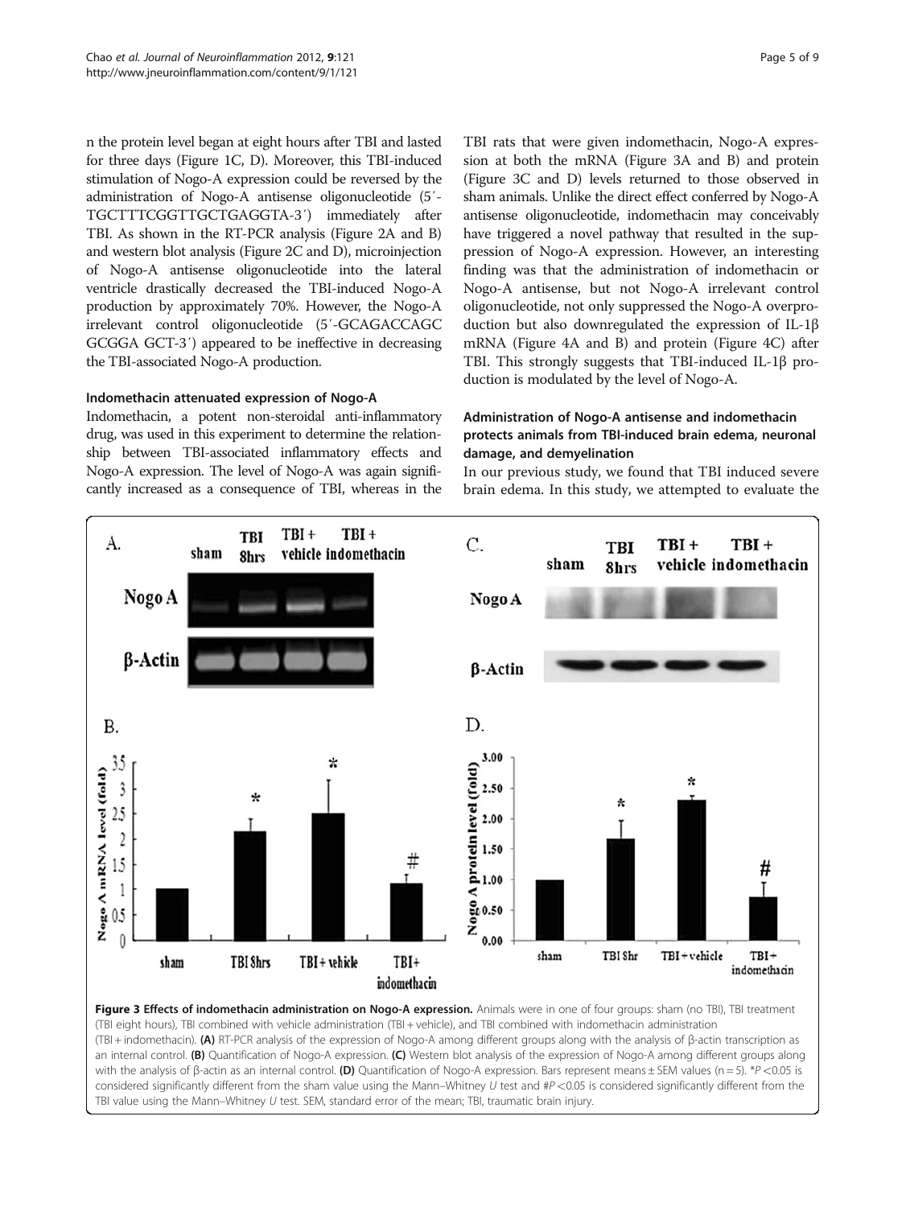n the protein level began at eight hours after TBI and lasted for three days (Figure 1C, D). Moreover, this TBI-induced stimulation of Nogo-A expression could be reversed by the administration of Nogo-A antisense oligonucleotide (5′-TGCTTTCGGTTGCTGAGGTA-3′) immediately after TBI. As shown in the RT-PCR analysis (Figure 2A and B) and western blot analysis (Figure 2C and D), microinjection of Nogo-A antisense oligonucleotide into the lateral ventricle drastically decreased the TBI-induced Nogo-A production by approximately 70%. However, the Nogo-A irrelevant control oligonucleotide (5′-GCAGACCAGC GCGGA GCT-3′) appeared to be ineffective in decreasing the TBI-associated Nogo-A production.

### Indomethacin attenuated expression of Nogo-A

Indomethacin, a potent non-steroidal anti-inflammatory drug, was used in this experiment to determine the relationship between TBI-associated inflammatory effects and Nogo-A expression. The level of Nogo-A was again significantly increased as a consequence of TBI, whereas in the TBI rats that were given indomethacin, Nogo-A expression at both the mRNA (Figure 3A and B) and protein (Figure 3C and D) levels returned to those observed in sham animals. Unlike the direct effect conferred by Nogo-A antisense oligonucleotide, indomethacin may conceivably have triggered a novel pathway that resulted in the suppression of Nogo-A expression. However, an interesting finding was that the administration of indomethacin or Nogo-A antisense, but not Nogo-A irrelevant control oligonucleotide, not only suppressed the Nogo-A overproduction but also downregulated the expression of IL-1β mRNA (Figure 4A and B) and protein (Figure 4C) after TBI. This strongly suggests that TBI-induced IL-1β production is modulated by the level of Nogo-A.

### Administration of Nogo-A antisense and indomethacin protects animals from TBI-induced brain edema, neuronal damage, and demyelination

In our previous study, we found that TBI induced severe brain edema. In this study, we attempted to evaluate the

**Figure 3 Effects of indomethacin administration on Nogo-A expression.** Animals were in one of four groups: sham (no TBI), TBI treatment (TBI eight hours), TBI combined with vehicle administration (TBI + vehicle), and TBI combined with indomethacin administration (TBI + indomethacin). **(A)** RT-PCR analysis of the expression of Nogo-A among different groups along with the analysis of β-actin transcription as an internal control. **(B)** Quantification of Nogo-A expression. **(C)** Western blot analysis of the expression of Nogo-A among different groups along with the analysis of β-actin as an internal control. **(D)** Quantification of Nogo-A expression. Bars represent means ± SEM values (n = 5). *$P < 0.05$ is considered significantly different from the sham value using the Mann–Whitney *U* test and #$P < 0.05$ is considered significantly different from the TBI value using the Mann–Whitney *U* test. SEM, standard error of the mean; TBI, traumatic brain injury.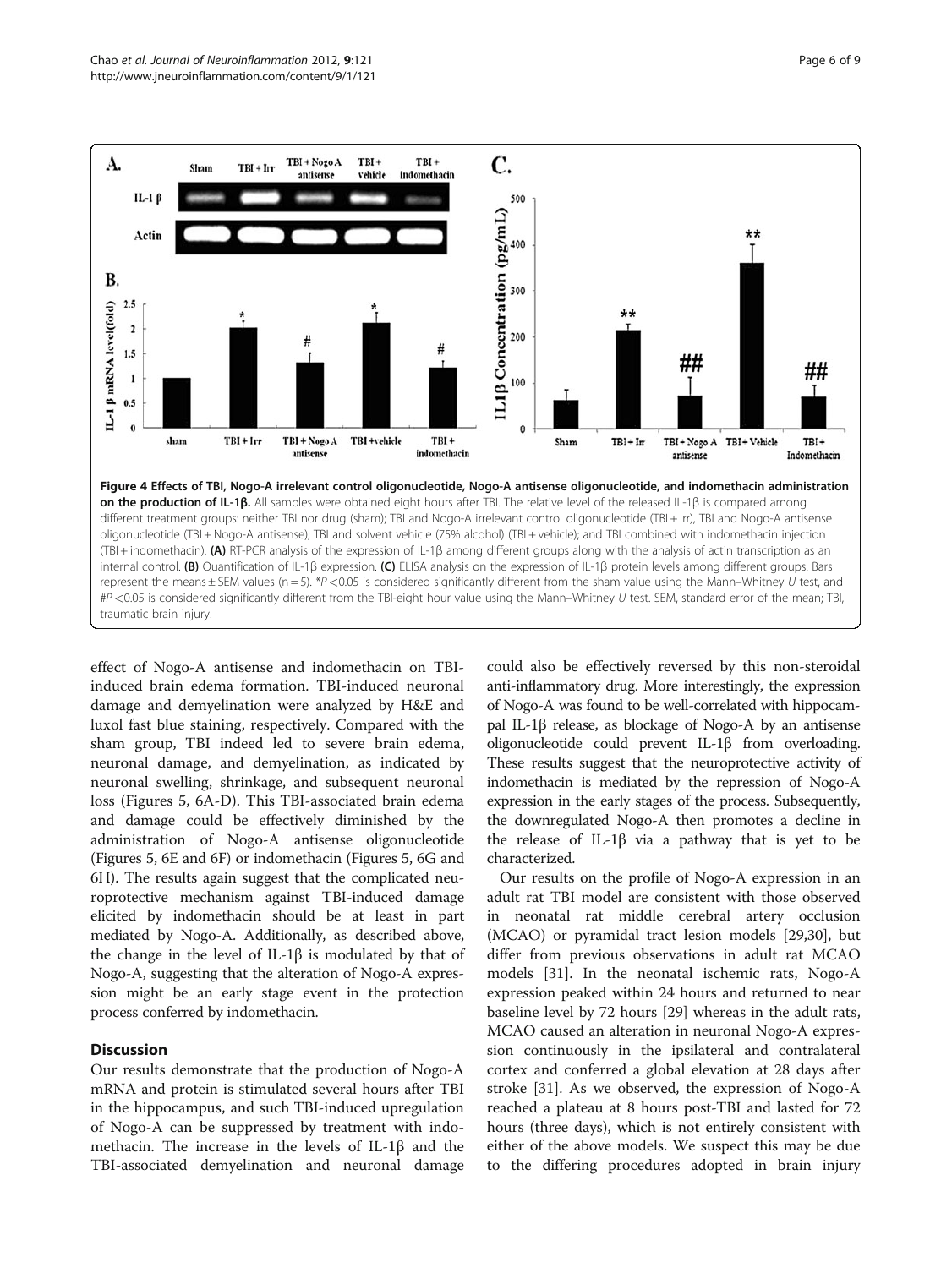**Figure 4 Effects of TBI, Nogo-A irrelevant control oligonucleotide, Nogo-A antisense oligonucleotide, and indomethacin administration on the production of IL-1β.** All samples were obtained eight hours after TBI. The relative level of the released IL-1β is compared among different treatment groups: neither TBI nor drug (sham); TBI and Nogo-A irrelevant control oligonucleotide (TBI + Irr), TBI and Nogo-A antisense oligonucleotide (TBI + Nogo-A antisense); TBI and solvent vehicle (75% alcohol) (TBI + vehicle); and TBI combined with indomethacin injection (TBI + indomethacin). **(A)** RT-PCR analysis of the expression of IL-1β among different groups along with the analysis of actin transcription as an internal control. **(B)** Quantification of IL-1β expression. **(C)** ELISA analysis on the expression of IL-1β protein levels among different groups. Bars represent the means ± SEM values (n = 5). *$P < 0.05$ is considered significantly different from the sham value using the Mann–Whitney *U* test, and #$P < 0.05$ is considered significantly different from the TBI-eight hour value using the Mann–Whitney *U* test. SEM, standard error of the mean; TBI, traumatic brain injury.

effect of Nogo-A antisense and indomethacin on TBI-induced brain edema formation. TBI-induced neuronal damage and demyelination were analyzed by H&E and luxol fast blue staining, respectively. Compared with the sham group, TBI indeed led to severe brain edema, neuronal damage, and demyelination, as indicated by neuronal swelling, shrinkage, and subsequent neuronal loss (Figures 5, 6A-D). This TBI-associated brain edema and damage could be effectively diminished by the administration of Nogo-A antisense oligonucleotide (Figures 5, 6E and 6F) or indomethacin (Figures 5, 6G and 6H). The results again suggest that the complicated neuroprotective mechanism against TBI-induced damage elicited by indomethacin should be at least in part mediated by Nogo-A. Additionally, as described above, the change in the level of IL-1β is modulated by that of Nogo-A, suggesting that the alteration of Nogo-A expression might be an early stage event in the protection process conferred by indomethacin.

## Discussion

Our results demonstrate that the production of Nogo-A mRNA and protein is stimulated several hours after TBI in the hippocampus, and such TBI-induced upregulation of Nogo-A can be suppressed by treatment with indomethacin. The increase in the levels of IL-1β and the TBI-associated demyelination and neuronal damage could also be effectively reversed by this non-steroidal anti-inflammatory drug. More interestingly, the expression of Nogo-A was found to be well-correlated with hippocampal IL-1β release, as blockage of Nogo-A by an antisense oligonucleotide could prevent IL-1β from overloading. These results suggest that the neuroprotective activity of indomethacin is mediated by the repression of Nogo-A expression in the early stages of the process. Subsequently, the downregulated Nogo-A then promotes a decline in the release of IL-1β via a pathway that is yet to be characterized.

Our results on the profile of Nogo-A expression in an adult rat TBI model are consistent with those observed in neonatal rat middle cerebral artery occlusion (MCAO) or pyramidal tract lesion models [29,30], but differ from previous observations in adult rat MCAO models [31]. In the neonatal ischemic rats, Nogo-A expression peaked within 24 hours and returned to near baseline level by 72 hours [29] whereas in the adult rats, MCAO caused an alteration in neuronal Nogo-A expression continuously in the ipsilateral and contralateral cortex and conferred a global elevation at 28 days after stroke [31]. As we observed, the expression of Nogo-A reached a plateau at 8 hours post-TBI and lasted for 72 hours (three days), which is not entirely consistent with either of the above models. We suspect this may be due to the differing procedures adopted in brain injury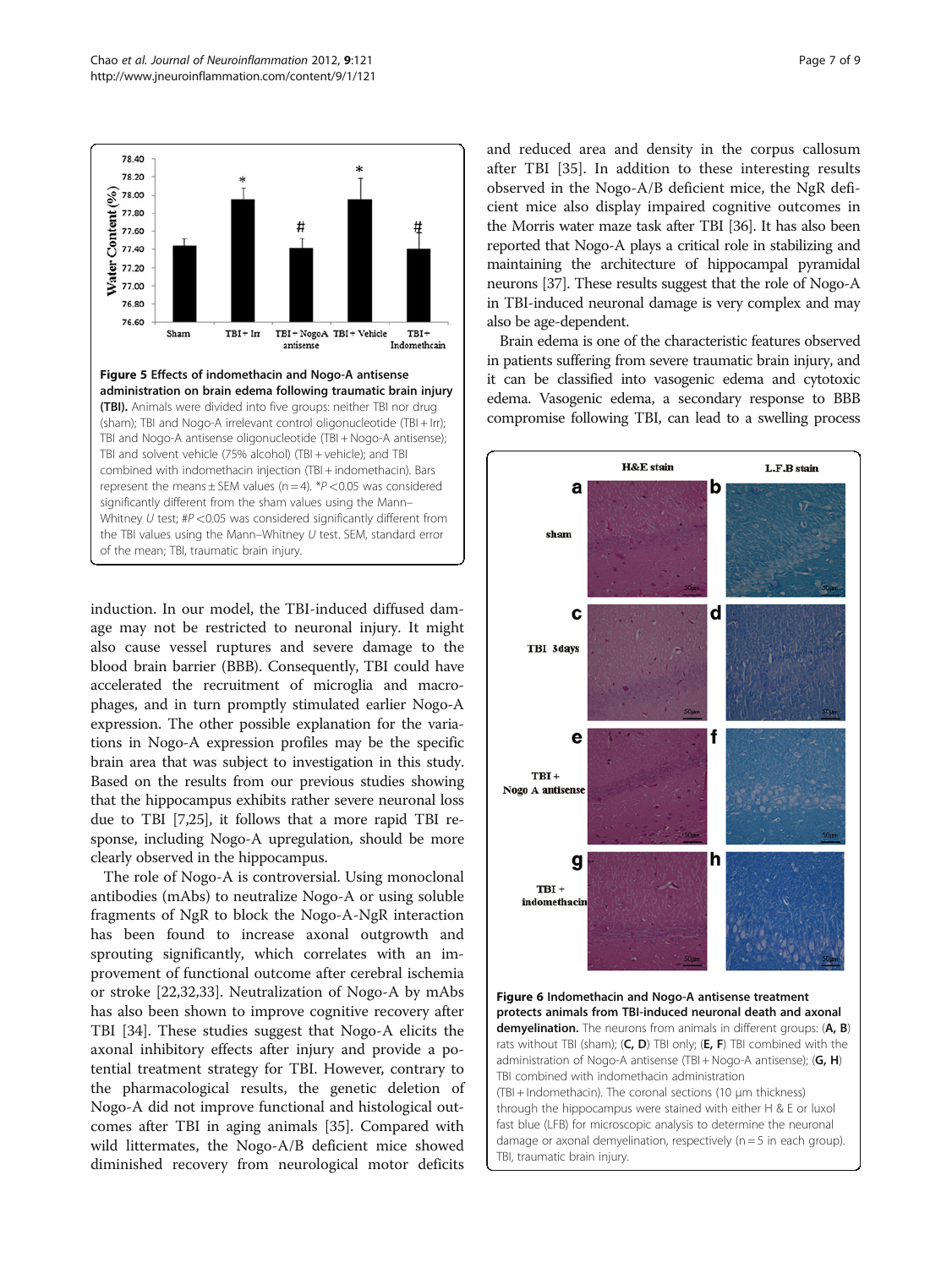**Figure 5 Effects of indomethacin and Nogo-A antisense administration on brain edema following traumatic brain injury (TBI).** Animals were divided into five groups: neither TBI nor drug (sham); TBI and Nogo-A irrelevant control oligonucleotide (TBI + Irr); TBI and Nogo-A antisense oligonucleotide (TBI + Nogo-A antisense); TBI and solvent vehicle (75% alcohol) (TBI + vehicle); and TBI combined with indomethacin injection (TBI + indomethacin). Bars represent the means ± SEM values (n = 4). *P <0.05 was considered significantly different from the sham values using the Mann–Whitney *U* test; #P <0.05 was considered significantly different from the TBI values using the Mann–Whitney *U* test. SEM, standard error of the mean; TBI, traumatic brain injury.

induction. In our model, the TBI-induced diffused damage may not be restricted to neuronal injury. It might also cause vessel ruptures and severe damage to the blood brain barrier (BBB). Consequently, TBI could have accelerated the recruitment of microglia and macrophages, and in turn promptly stimulated earlier Nogo-A expression. The other possible explanation for the variations in Nogo-A expression profiles may be the specific brain area that was subject to investigation in this study. Based on the results from our previous studies showing that the hippocampus exhibits rather severe neuronal loss due to TBI [7,25], it follows that a more rapid TBI response, including Nogo-A upregulation, should be more clearly observed in the hippocampus.

The role of Nogo-A is controversial. Using monoclonal antibodies (mAbs) to neutralize Nogo-A or using soluble fragments of NgR to block the Nogo-A-NgR interaction has been found to increase axonal outgrowth and sprouting significantly, which correlates with an improvement of functional outcome after cerebral ischemia or stroke [22,32,33]. Neutralization of Nogo-A by mAbs has also been shown to improve cognitive recovery after TBI [34]. These studies suggest that Nogo-A elicits the axonal inhibitory effects after injury and provide a potential treatment strategy for TBI. However, contrary to the pharmacological results, the genetic deletion of Nogo-A did not improve functional and histological outcomes after TBI in aging animals [35]. Compared with wild littermates, the Nogo-A/B deficient mice showed diminished recovery from neurological motor deficits and reduced area and density in the corpus callosum after TBI [35]. In addition to these interesting results observed in the Nogo-A/B deficient mice, the NgR deficient mice also display impaired cognitive outcomes in the Morris water maze task after TBI [36]. It has also been reported that Nogo-A plays a critical role in stabilizing and maintaining the architecture of hippocampal pyramidal neurons [37]. These results suggest that the role of Nogo-A in TBI-induced neuronal damage is very complex and may also be age-dependent.

Brain edema is one of the characteristic features observed in patients suffering from severe traumatic brain injury, and it can be classified into vasogenic edema and cytotoxic edema. Vasogenic edema, a secondary response to BBB compromise following TBI, can lead to a swelling process

**Figure 6 Indomethacin and Nogo-A antisense treatment protects animals from TBI-induced neuronal death and axonal demyelination.** The neurons from animals in different groups: (**A, B**) rats without TBI (sham); (**C, D**) TBI only; (**E, F**) TBI combined with the administration of Nogo-A antisense (TBI + Nogo-A antisense); (**G, H**) TBI combined with indomethacin administration (TBI + Indomethacin). The coronal sections (10 μm thickness) through the hippocampus were stained with either H & E or luxol fast blue (LFB) for microscopic analysis to determine the neuronal damage or axonal demyelination, respectively (n = 5 in each group). TBI, traumatic brain injury.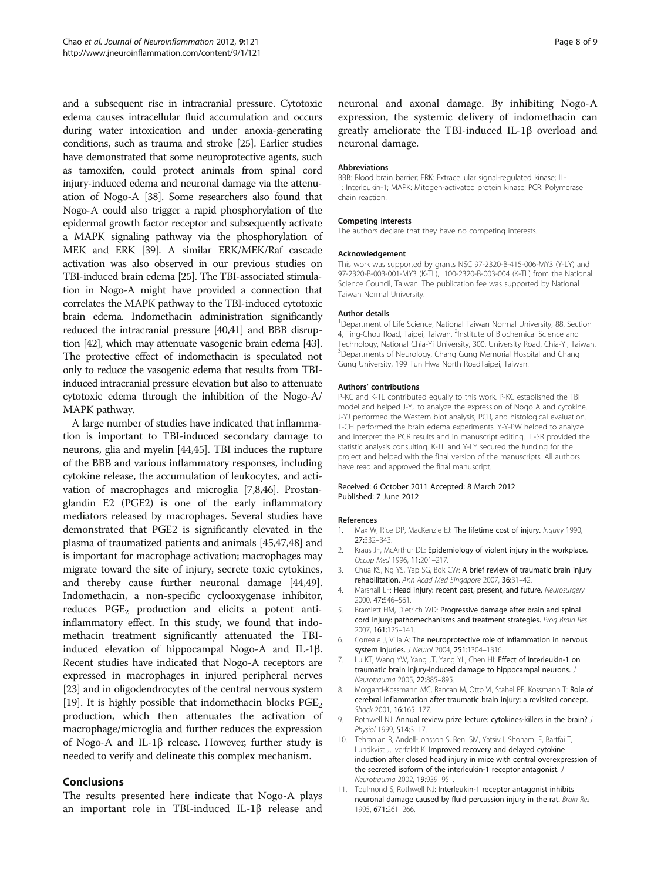and a subsequent rise in intracranial pressure. Cytotoxic edema causes intracellular fluid accumulation and occurs during water intoxication and under anoxia-generating conditions, such as trauma and stroke [25]. Earlier studies have demonstrated that some neuroprotective agents, such as tamoxifen, could protect animals from spinal cord injury-induced edema and neuronal damage via the attenuation of Nogo-A [38]. Some researchers also found that Nogo-A could also trigger a rapid phosphorylation of the epidermal growth factor receptor and subsequently activate a MAPK signaling pathway via the phosphorylation of MEK and ERK [39]. A similar ERK/MEK/Raf cascade activation was also observed in our previous studies on TBI-induced brain edema [25]. The TBI-associated stimulation in Nogo-A might have provided a connection that correlates the MAPK pathway to the TBI-induced cytotoxic brain edema. Indomethacin administration significantly reduced the intracranial pressure [40,41] and BBB disruption [42], which may attenuate vasogenic brain edema [43]. The protective effect of indomethacin is speculated not only to reduce the vasogenic edema that results from TBI-induced intracranial pressure elevation but also to attenuate cytotoxic edema through the inhibition of the Nogo-A/MAPK pathway.

A large number of studies have indicated that inflammation is important to TBI-induced secondary damage to neurons, glia and myelin [44,45]. TBI induces the rupture of the BBB and various inflammatory responses, including cytokine release, the accumulation of leukocytes, and activation of macrophages and microglia [7,8,46]. Prostanglandin E2 (PGE2) is one of the early inflammatory mediators released by macrophages. Several studies have demonstrated that PGE2 is significantly elevated in the plasma of traumatized patients and animals [45,47,48] and is important for macrophage activation; macrophages may migrate toward the site of injury, secrete toxic cytokines, and thereby cause further neuronal damage [44,49]. Indomethacin, a non-specific cyclooxygenase inhibitor, reduces $PGE_2$ production and elicits a potent anti-inflammatory effect. In this study, we found that indomethacin treatment significantly attenuated the TBI-induced elevation of hippocampal Nogo-A and IL-1β. Recent studies have indicated that Nogo-A receptors are expressed in macrophages in injured peripheral nerves [23] and in oligodendrocytes of the central nervous system [19]. It is highly possible that indomethacin blocks $PGE_2$ production, which then attenuates the activation of macrophage/microglia and further reduces the expression of Nogo-A and IL-1β release. However, further study is needed to verify and delineate this complex mechanism.

## Conclusions

The results presented here indicate that Nogo-A plays an important role in TBI-induced IL-1β release and neuronal and axonal damage. By inhibiting Nogo-A expression, the systemic delivery of indomethacin can greatly ameliorate the TBI-induced IL-1β overload and neuronal damage.

#### Abbreviations

BBB: Blood brain barrier; ERK: Extracellular signal-regulated kinase; IL-1: Interleukin-1; MAPK: Mitogen-activated protein kinase; PCR: Polymerase chain reaction.

#### Competing interests

The authors declare that they have no competing interests.

#### Acknowledgement

This work was supported by grants NSC 97-2320-B-415-006-MY3 (Y-LY) and 97-2320-B-003-001-MY3 (K-TL), 100-2320-B-003-004 (K-TL) from the National Science Council, Taiwan. The publication fee was supported by National Taiwan Normal University.

#### Author details

[1]Department of Life Science, National Taiwan Normal University, 88, Section 4, Ting-Chou Road, Taipei, Taiwan. [2]Institute of Biochemical Science and Technology, National Chia-Yi University, 300, University Road, Chia-Yi, Taiwan. [3]Departments of Neurology, Chang Gung Memorial Hospital and Chang Gung University, 199 Tun Hwa North RoadTaipei, Taiwan.

#### Authors' contributions

P-KC and K-TL contributed equally to this work. P-KC established the TBI model and helped J-YJ to analyze the expression of Nogo A and cytokine. J-YJ performed the Western blot analysis, PCR, and histological evaluation. T-CH performed the brain edema experiments. Y-Y-PW helped to analyze and interpret the PCR results and in manuscript editing. L-SR provided the statistic analysis consulting. K-TL and Y-LY secured the funding for the project and helped with the final version of the manuscripts. All authors have read and approved the final manuscript.

Received: 6 October 2011 Accepted: 8 March 2012
Published: 7 June 2012

#### References

1. Max W, Rice DP, MacKenzie EJ: **The lifetime cost of injury.** *Inquiry* 1990, **27:**332–343.
2. Kraus JF, McArthur DL: **Epidemiology of violent injury in the workplace.** *Occup Med* 1996, **11:**201–217.
3. Chua KS, Ng YS, Yap SG, Bok CW: **A brief review of traumatic brain injury rehabilitation.** *Ann Acad Med Singapore* 2007, **36:**31–42.
4. Marshall LF: **Head injury: recent past, present, and future.** *Neurosurgery* 2000, **47:**546–561.
5. Bramlett HM, Dietrich WD: **Progressive damage after brain and spinal cord injury: pathomechanisms and treatment strategies.** *Prog Brain Res* 2007, **161:**125–141.
6. Correale J, Villa A: **The neuroprotective role of inflammation in nervous system injuries.** *J Neurol* 2004, **251:**1304–1316.
7. Lu KT, Wang YW, Yang JT, Yang YL, Chen HI: **Effect of interleukin-1 on traumatic brain injury-induced damage to hippocampal neurons.** *J Neurotrauma* 2005, **22:**885–895.
8. Morganti-Kossmann MC, Rancan M, Otto VI, Stahel PF, Kossmann T: **Role of cerebral inflammation after traumatic brain injury: a revisited concept.** *Shock* 2001, **16:**165–177.
9. Rothwell NJ: **Annual review prize lecture: cytokines-killers in the brain?** *J Physiol* 1999, **514:**3–17.
10. Tehranian R, Andell-Jonsson S, Beni SM, Yatsiv I, Shohami E, Bartfai T, Lundkvist J, Iverfeldt K: **Improved recovery and delayed cytokine induction after closed head injury in mice with central overexpression of the secreted isoform of the interleukin-1 receptor antagonist.** *J Neurotrauma* 2002, **19:**939–951.
11. Toulmond S, Rothwell NJ: **Interleukin-1 receptor antagonist inhibits neuronal damage caused by fluid percussion injury in the rat.** *Brain Res* 1995, **671:**261–266.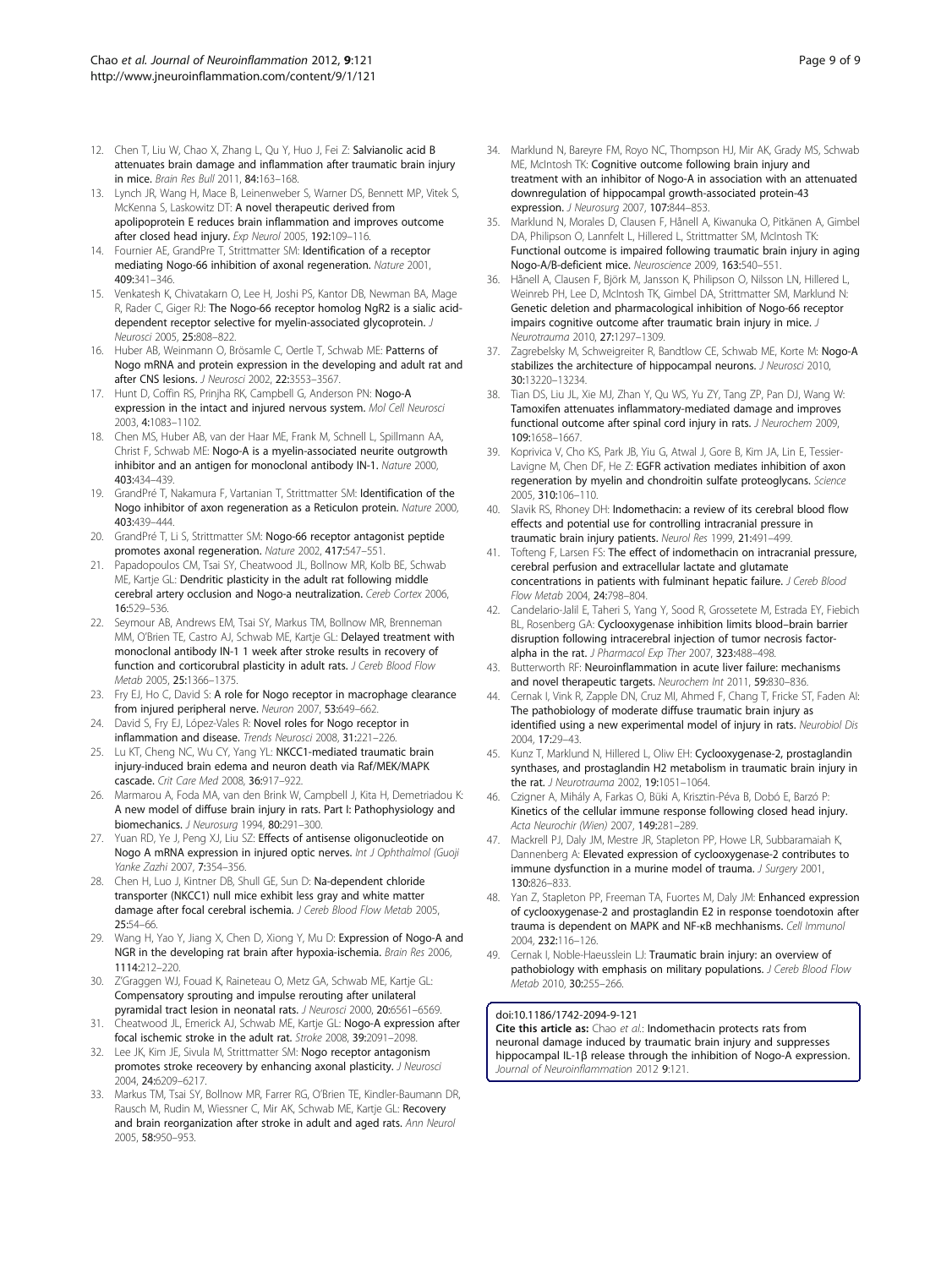12. Chen T, Liu W, Chao X, Zhang L, Qu Y, Huo J, Fei Z: **Salvianolic acid B attenuates brain damage and inflammation after traumatic brain injury in mice.** *Brain Res Bull* 2011, **84:**163–168.
13. Lynch JR, Wang H, Mace B, Leinenweber S, Warner DS, Bennett MP, Vitek S, McKenna S, Laskowitz DT: **A novel therapeutic derived from apolipoprotein E reduces brain inflammation and improves outcome after closed head injury.** *Exp Neurol* 2005, **192:**109–116.
14. Fournier AE, GrandPre T, Strittmatter SM: **Identification of a receptor mediating Nogo-66 inhibition of axonal regeneration.** *Nature* 2001, **409:**341–346.
15. Venkatesh K, Chivatakarn O, Lee H, Joshi PS, Kantor DB, Newman BA, Mage R, Rader C, Giger RJ: **The Nogo-66 receptor homolog NgR2 is a sialic acid-dependent receptor selective for myelin-associated glycoprotein.** *J Neurosci* 2005, **25:**808–822.
16. Huber AB, Weinmann O, Brösamle C, Oertle T, Schwab ME: **Patterns of Nogo mRNA and protein expression in the developing and adult rat and after CNS lesions.** *J Neurosci* 2002, **22:**3553–3567.
17. Hunt D, Coffin RS, Prinjha RK, Campbell G, Anderson PN: **Nogo-A expression in the intact and injured nervous system.** *Mol Cell Neurosci* 2003, **4:**1083–1102.
18. Chen MS, Huber AB, van der Haar ME, Frank M, Schnell L, Spillmann AA, Christ F, Schwab ME: **Nogo-A is a myelin-associated neurite outgrowth inhibitor and an antigen for monoclonal antibody IN-1.** *Nature* 2000, **403:**434–439.
19. GrandPré T, Nakamura F, Vartanian T, Strittmatter SM: **Identification of the Nogo inhibitor of axon regeneration as a Reticulon protein.** *Nature* 2000, **403:**439–444.
20. GrandPré T, Li S, Strittmatter SM: **Nogo-66 receptor antagonist peptide promotes axonal regeneration.** *Nature* 2002, **417:**547–551.
21. Papadopoulos CM, Tsai SY, Cheatwood JL, Bollnow MR, Kolb BE, Schwab ME, Kartje GL: **Dendritic plasticity in the adult rat following middle cerebral artery occlusion and Nogo-a neutralization.** *Cereb Cortex* 2006, **16:**529–536.
22. Seymour AB, Andrews EM, Tsai SY, Markus TM, Bollnow MR, Brenneman MM, O'Brien TE, Castro AJ, Schwab ME, Kartje GL: **Delayed treatment with monoclonal antibody IN-1 1 week after stroke results in recovery of function and corticorubral plasticity in adult rats.** *J Cereb Blood Flow Metab* 2005, **25:**1366–1375.
23. Fry EJ, Ho C, David S: **A role for Nogo receptor in macrophage clearance from injured peripheral nerve.** *Neuron* 2007, **53:**649–662.
24. David S, Fry EJ, López-Vales R: **Novel roles for Nogo receptor in inflammation and disease.** *Trends Neurosci* 2008, **31:**221–226.
25. Lu KT, Cheng NC, Wu CY, Yang YL: **NKCC1-mediated traumatic brain injury-induced brain edema and neuron death via Raf/MEK/MAPK cascade.** *Crit Care Med* 2008, **36:**917–922.
26. Marmarou A, Foda MA, van den Brink W, Campbell J, Kita H, Demetriadou K: **A new model of diffuse brain injury in rats. Part I: Pathophysiology and biomechanics.** *J Neurosurg* 1994, **80:**291–300.
27. Yuan RD, Ye J, Peng XJ, Liu SZ: **Effects of antisense oligonucleotide on Nogo A mRNA expression in injured optic nerves.** *Int J Ophthalmol (Guoji Yanke Zazhi* 2007, **7:**354–356.
28. Chen H, Luo J, Kintner DB, Shull GE, Sun D: **Na-dependent chloride transporter (NKCC1) null mice exhibit less gray and white matter damage after focal cerebral ischemia.** *J Cereb Blood Flow Metab* 2005, **25:**54–66.
29. Wang H, Yao Y, Jiang X, Chen D, Xiong Y, Mu D: **Expression of Nogo-A and NGR in the developing rat brain after hypoxia-ischemia.** *Brain Res* 2006, **1114:**212–220.
30. Z'Graggen WJ, Fouad K, Raineteau O, Metz GA, Schwab ME, Kartje GL: **Compensatory sprouting and impulse rerouting after unilateral pyramidal tract lesion in neonatal rats.** *J Neurosci* 2000, **20:**6561–6569.
31. Cheatwood JL, Emerick AJ, Schwab ME, Kartje GL: **Nogo-A expression after focal ischemic stroke in the adult rat.** *Stroke* 2008, **39:**2091–2098.
32. Lee JK, Kim JE, Sivula M, Strittmatter SM: **Nogo receptor antagonism promotes stroke receovery by enhancing axonal plasticity.** *J Neurosci* 2004, **24:**6209–6217.
33. Markus TM, Tsai SY, Bollnow MR, Farrer RG, O'Brien TE, Kindler-Baumann DR, Rausch M, Rudin M, Wiessner C, Mir AK, Schwab ME, Kartje GL: **Recovery and brain reorganization after stroke in adult and aged rats.** *Ann Neurol* 2005, **58:**950–953.
34. Marklund N, Bareyre FM, Royo NC, Thompson HJ, Mir AK, Grady MS, Schwab ME, McIntosh TK: **Cognitive outcome following brain injury and treatment with an inhibitor of Nogo-A in association with an attenuated downregulation of hippocampal growth-associated protein-43 expression.** *J Neurosurg* 2007, **107:**844–853.
35. Marklund N, Morales D, Clausen F, Hånell A, Kiwanuka O, Pitkänen A, Gimbel DA, Philipson O, Lannfelt L, Hillered L, Strittmatter SM, McIntosh TK: **Functional outcome is impaired following traumatic brain injury in aging Nogo-A/B-deficient mice.** *Neuroscience* 2009, **163:**540–551.
36. Hånell A, Clausen F, Björk M, Jansson K, Philipson O, Nilsson LN, Hillered L, Weinreb PH, Lee D, McIntosh TK, Gimbel DA, Strittmatter SM, Marklund N: **Genetic deletion and pharmacological inhibition of Nogo-66 receptor impairs cognitive outcome after traumatic brain injury in mice.** *J Neurotrauma* 2010, **27:**1297–1309.
37. Zagrebelsky M, Schweigreiter R, Bandtlow CE, Schwab ME, Korte M: **Nogo-A stabilizes the architecture of hippocampal neurons.** *J Neurosci* 2010, **30:**13220–13234.
38. Tian DS, Liu JL, Xie MJ, Zhan Y, Qu WS, Yu ZY, Tang ZP, Pan DJ, Wang W: **Tamoxifen attenuates inflammatory-mediated damage and improves functional outcome after spinal cord injury in rats.** *J Neurochem* 2009, **109:**1658–1667.
39. Koprivica V, Cho KS, Park JB, Yiu G, Atwal J, Gore B, Kim JA, Lin E, Tessier-Lavigne M, Chen DF, He Z: **EGFR activation mediates inhibition of axon regeneration by myelin and chondroitin sulfate proteoglycans.** *Science* 2005, **310:**106–110.
40. Slavik RS, Rhoney DH: **Indomethacin: a review of its cerebral blood flow effects and potential use for controlling intracranial pressure in traumatic brain injury patients.** *Neurol Res* 1999, **21:**491–499.
41. Tofteng F, Larsen FS: **The effect of indomethacin on intracranial pressure, cerebral perfusion and extracellular lactate and glutamate concentrations in patients with fulminant hepatic failure.** *J Cereb Blood Flow Metab* 2004, **24:**798–804.
42. Candelario-Jalil E, Taheri S, Yang Y, Sood R, Grossetete M, Estrada EY, Fiebich BL, Rosenberg GA: **Cyclooxygenase inhibition limits blood–brain barrier disruption following intracerebral injection of tumor necrosis factor-alpha in the rat.** *J Pharmacol Exp Ther* 2007, **323:**488–498.
43. Butterworth RF: **Neuroinflammation in acute liver failure: mechanisms and novel therapeutic targets.** *Neurochem Int* 2011, **59:**830–836.
44. Cernak I, Vink R, Zapple DN, Cruz MI, Ahmed F, Chang T, Fricke ST, Faden AI: **The pathobiology of moderate diffuse traumatic brain injury as identified using a new experimental model of injury in rats.** *Neurobiol Dis* 2004, **17:**29–43.
45. Kunz T, Marklund N, Hillered L, Oliw EH: **Cyclooxygenase-2, prostaglandin synthases, and prostaglandin H2 metabolism in traumatic brain injury in the rat.** *J Neurotrauma* 2002, **19:**1051–1064.
46. Czigner A, Mihály A, Farkas O, Büki A, Krisztin-Péva B, Dobó E, Barzó P: **Kinetics of the cellular immune response following closed head injury.** *Acta Neurochir (Wien)* 2007, **149:**281–289.
47. Mackrell PJ, Daly JM, Mestre JR, Stapleton PP, Howe LR, Subbaramaiah K, Dannenberg A: **Elevated expression of cyclooxygenase-2 contributes to immune dysfunction in a murine model of trauma.** *J Surgery* 2001, **130:**826–833.
48. Yan Z, Stapleton PP, Freeman TA, Fuortes M, Daly JM: **Enhanced expression of cyclooxygenase-2 and prostaglandin E2 in response toendotoxin after trauma is dependent on MAPK and NF-κB mechhanisms.** *Cell Immunol* 2004, **232:**116–126.
49. Cernak I, Noble-Haeusslein LJ: **Traumatic brain injury: an overview of pathobiology with emphasis on military populations.** *J Cereb Blood Flow Metab* 2010, **30:**255–266.

doi:10.1186/1742-2094-9-121

**Cite this article as:** Chao *et al.*: Indomethacin protects rats from neuronal damage induced by traumatic brain injury and suppresses hippocampal IL-1β release through the inhibition of Nogo-A expression. *Journal of Neuroinflammation* 2012 **9**:121.